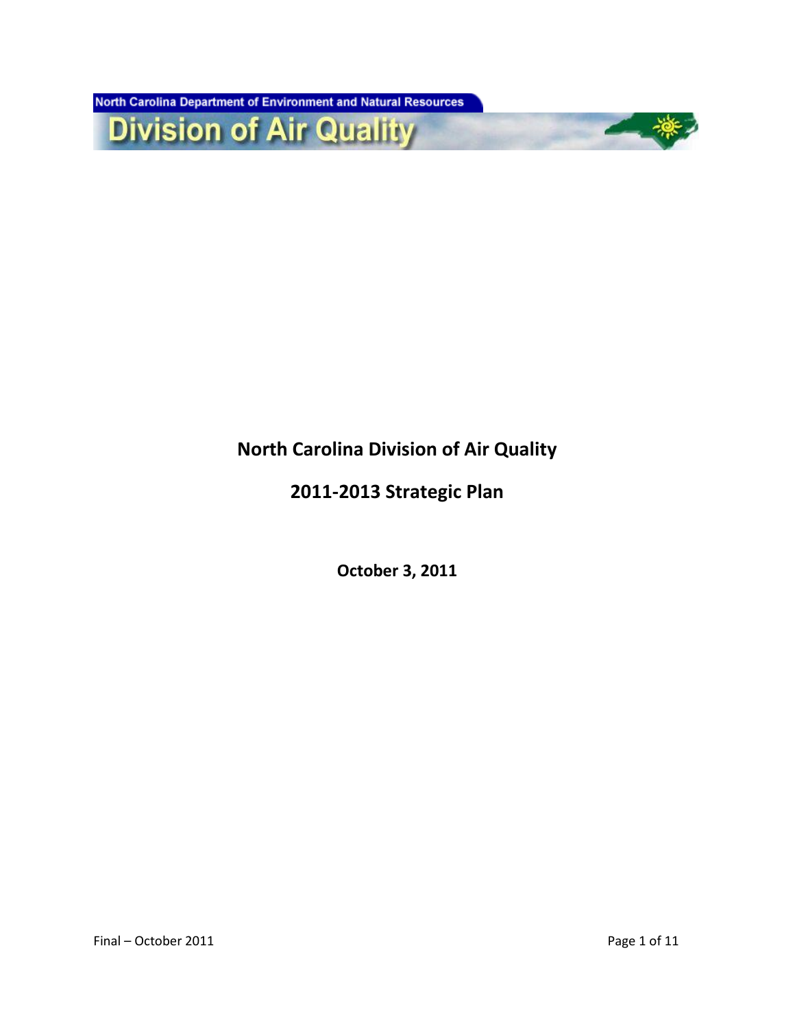North Carolina Department of Environment and Natural Resources

Division of Air Quality

# North Carolina Division of Air Quality

## 2011-2013 Strategic Plan

**October 3, 2011**

Final – October 2011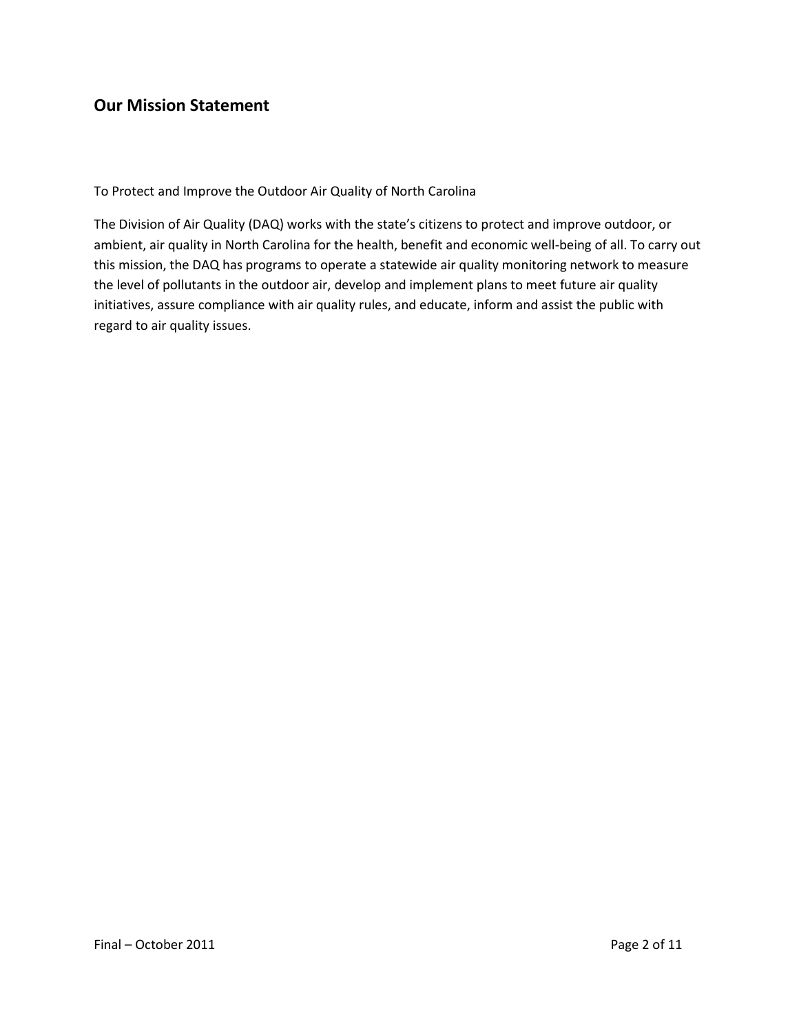## Our Mission Statement

To Protect and Improve the Outdoor Air Quality of North Carolina

The Division of Air Quality (DAQ) works with the state's citizens to protect and improve outdoor, or ambient, air quality in North Carolina for the health, benefit and economic well-being of all. To carry out this mission, the DAQ has programs to operate a statewide air quality monitoring network to measure the level of pollutants in the outdoor air, develop and implement plans to meet future air quality initiatives, assure compliance with air quality rules, and educate, inform and assist the public with regard to air quality issues.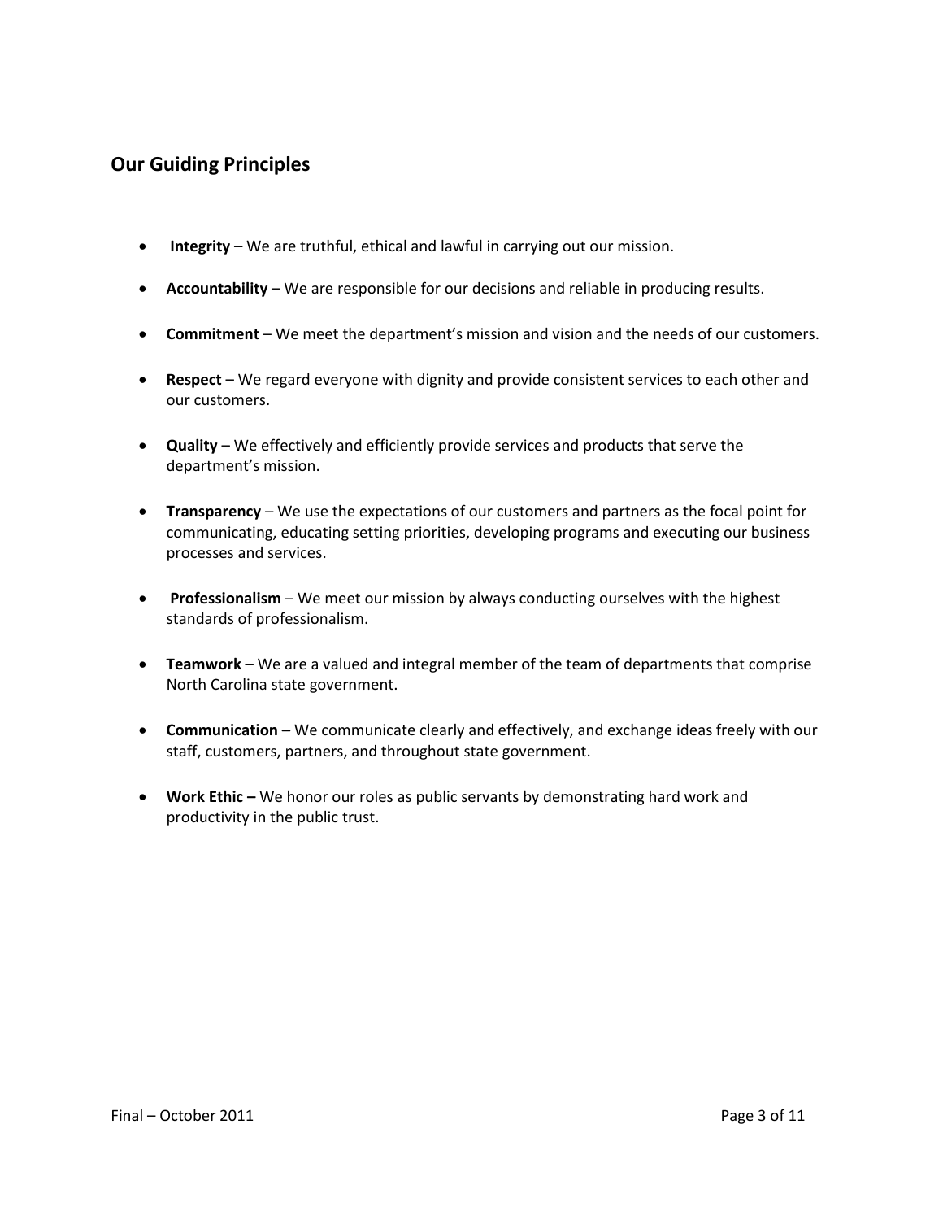## Our Guiding Principles

- **Integrity** – We are truthful, ethical and lawful in carrying out our mission.
- **Accountability** – We are responsible for our decisions and reliable in producing results.
- **Commitment** – We meet the department's mission and vision and the needs of our customers.
- **Respect** – We regard everyone with dignity and provide consistent services to each other and our customers.
- **Quality** – We effectively and efficiently provide services and products that serve the department's mission.
- **Transparency** – We use the expectations of our customers and partners as the focal point for communicating, educating setting priorities, developing programs and executing our business processes and services.
- **Professionalism** – We meet our mission by always conducting ourselves with the highest standards of professionalism.
- **Teamwork** – We are a valued and integral member of the team of departments that comprise North Carolina state government.
- **Communication –** We communicate clearly and effectively, and exchange ideas freely with our staff, customers, partners, and throughout state government.
- **Work Ethic –** We honor our roles as public servants by demonstrating hard work and productivity in the public trust.

Final – October 2011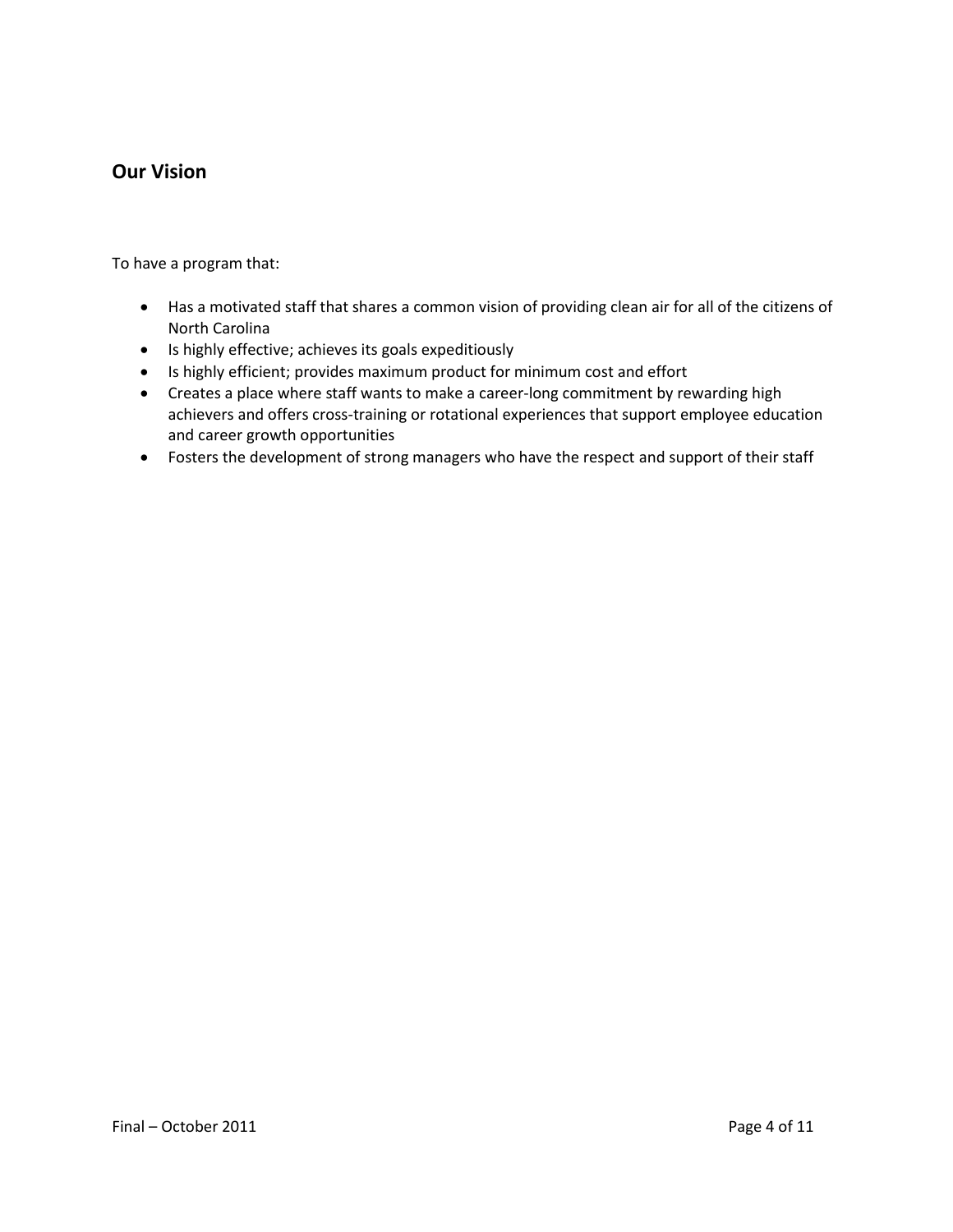## Our Vision

To have a program that:

- Has a motivated staff that shares a common vision of providing clean air for all of the citizens of North Carolina
- Is highly effective; achieves its goals expeditiously
- Is highly efficient; provides maximum product for minimum cost and effort
- Creates a place where staff wants to make a career-long commitment by rewarding high achievers and offers cross-training or rotational experiences that support employee education and career growth opportunities
- Fosters the development of strong managers who have the respect and support of their staff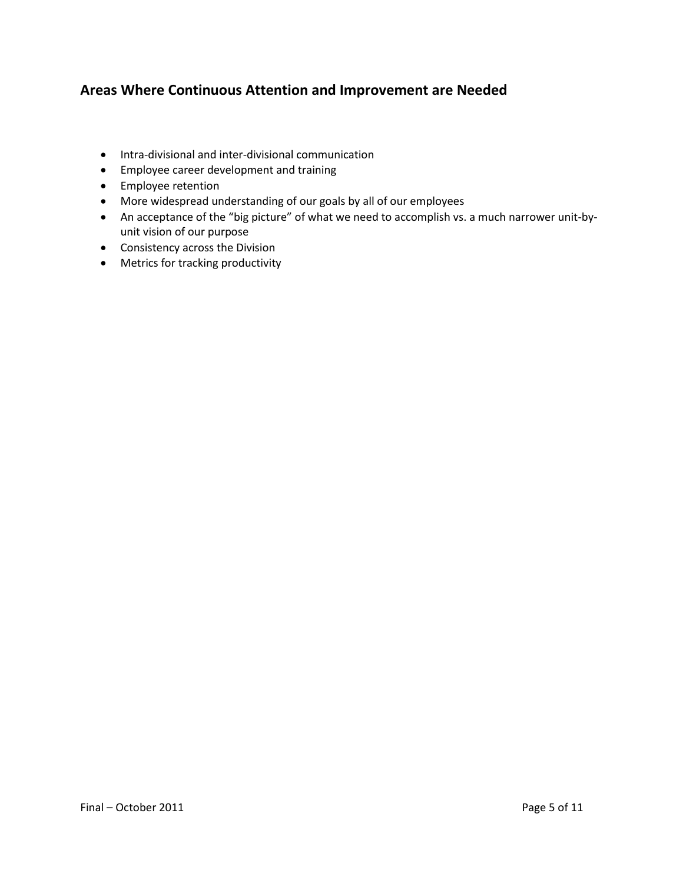## Areas Where Continuous Attention and Improvement are Needed

- Intra-divisional and inter-divisional communication
- Employee career development and training
- Employee retention
- More widespread understanding of our goals by all of our employees
- An acceptance of the “big picture” of what we need to accomplish vs. a much narrower unit-by-unit vision of our purpose
- Consistency across the Division
- Metrics for tracking productivity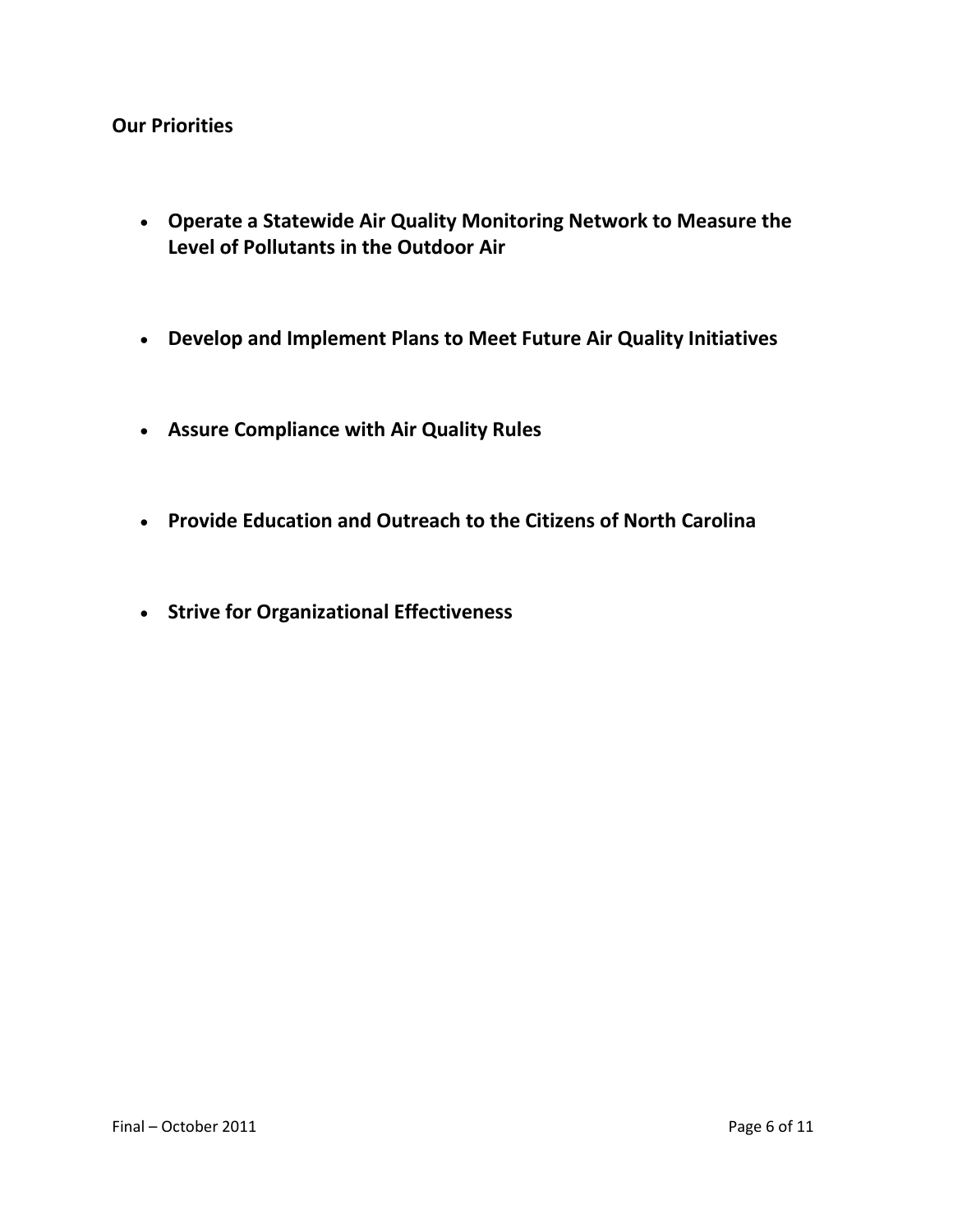**Our Priorities**

- **Operate a Statewide Air Quality Monitoring Network to Measure the Level of Pollutants in the Outdoor Air**
- **Develop and Implement Plans to Meet Future Air Quality Initiatives**
- **Assure Compliance with Air Quality Rules**
- **Provide Education and Outreach to the Citizens of North Carolina**
- **Strive for Organizational Effectiveness**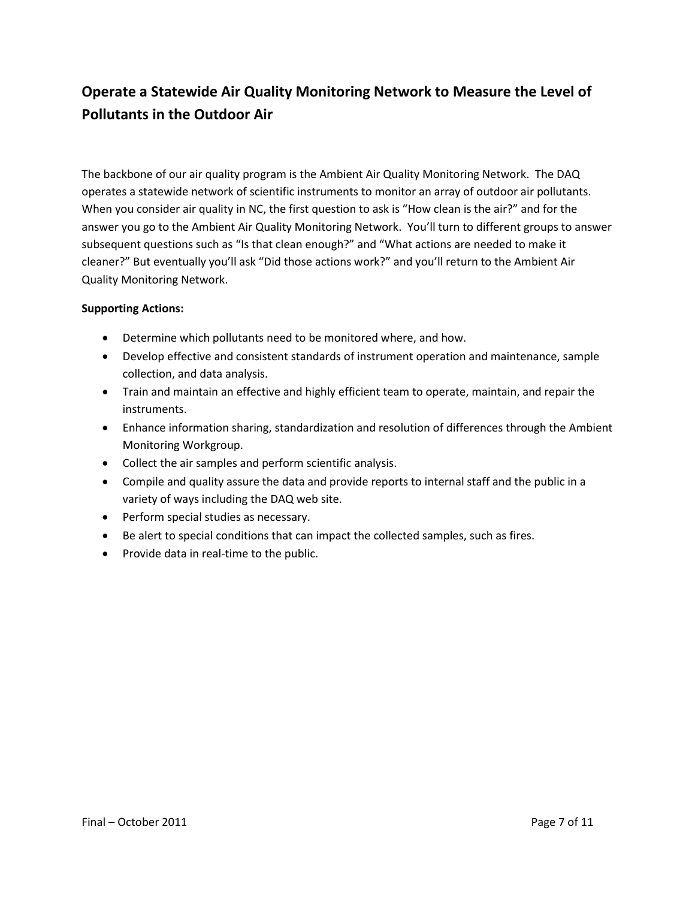## Operate a Statewide Air Quality Monitoring Network to Measure the Level of Pollutants in the Outdoor Air

The backbone of our air quality program is the Ambient Air Quality Monitoring Network. The DAQ operates a statewide network of scientific instruments to monitor an array of outdoor air pollutants. When you consider air quality in NC, the first question to ask is "How clean is the air?" and for the answer you go to the Ambient Air Quality Monitoring Network. You'll turn to different groups to answer subsequent questions such as "Is that clean enough?" and "What actions are needed to make it cleaner?" But eventually you'll ask "Did those actions work?" and you'll return to the Ambient Air Quality Monitoring Network.

**Supporting Actions:**

- Determine which pollutants need to be monitored where, and how.
- Develop effective and consistent standards of instrument operation and maintenance, sample collection, and data analysis.
- Train and maintain an effective and highly efficient team to operate, maintain, and repair the instruments.
- Enhance information sharing, standardization and resolution of differences through the Ambient Monitoring Workgroup.
- Collect the air samples and perform scientific analysis.
- Compile and quality assure the data and provide reports to internal staff and the public in a variety of ways including the DAQ web site.
- Perform special studies as necessary.
- Be alert to special conditions that can impact the collected samples, such as fires.
- Provide data in real-time to the public.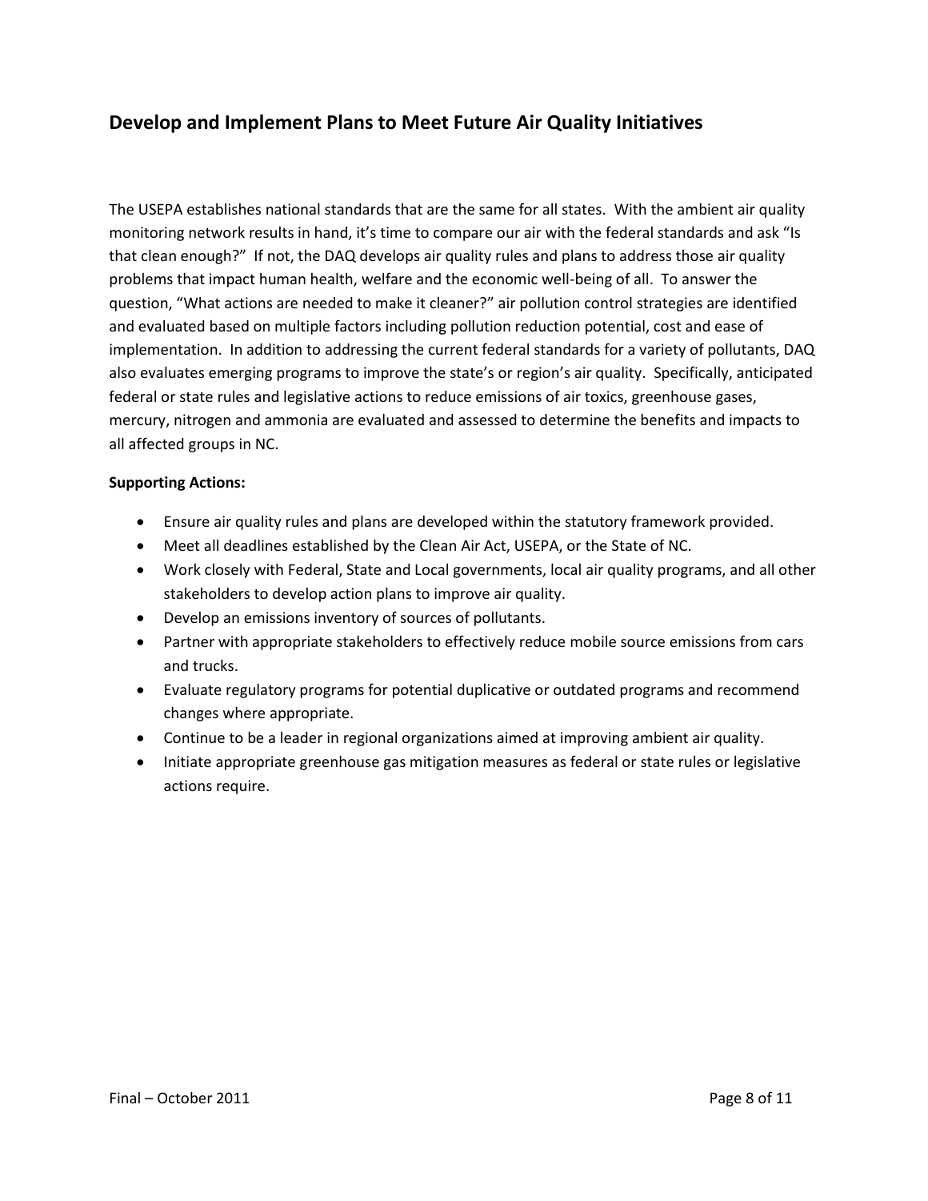## Develop and Implement Plans to Meet Future Air Quality Initiatives

The USEPA establishes national standards that are the same for all states. With the ambient air quality monitoring network results in hand, it's time to compare our air with the federal standards and ask "Is that clean enough?" If not, the DAQ develops air quality rules and plans to address those air quality problems that impact human health, welfare and the economic well-being of all. To answer the question, "What actions are needed to make it cleaner?" air pollution control strategies are identified and evaluated based on multiple factors including pollution reduction potential, cost and ease of implementation. In addition to addressing the current federal standards for a variety of pollutants, DAQ also evaluates emerging programs to improve the state's or region's air quality. Specifically, anticipated federal or state rules and legislative actions to reduce emissions of air toxics, greenhouse gases, mercury, nitrogen and ammonia are evaluated and assessed to determine the benefits and impacts to all affected groups in NC.

**Supporting Actions:**

- Ensure air quality rules and plans are developed within the statutory framework provided.
- Meet all deadlines established by the Clean Air Act, USEPA, or the State of NC.
- Work closely with Federal, State and Local governments, local air quality programs, and all other stakeholders to develop action plans to improve air quality.
- Develop an emissions inventory of sources of pollutants.
- Partner with appropriate stakeholders to effectively reduce mobile source emissions from cars and trucks.
- Evaluate regulatory programs for potential duplicative or outdated programs and recommend changes where appropriate.
- Continue to be a leader in regional organizations aimed at improving ambient air quality.
- Initiate appropriate greenhouse gas mitigation measures as federal or state rules or legislative actions require.

Final – October 2011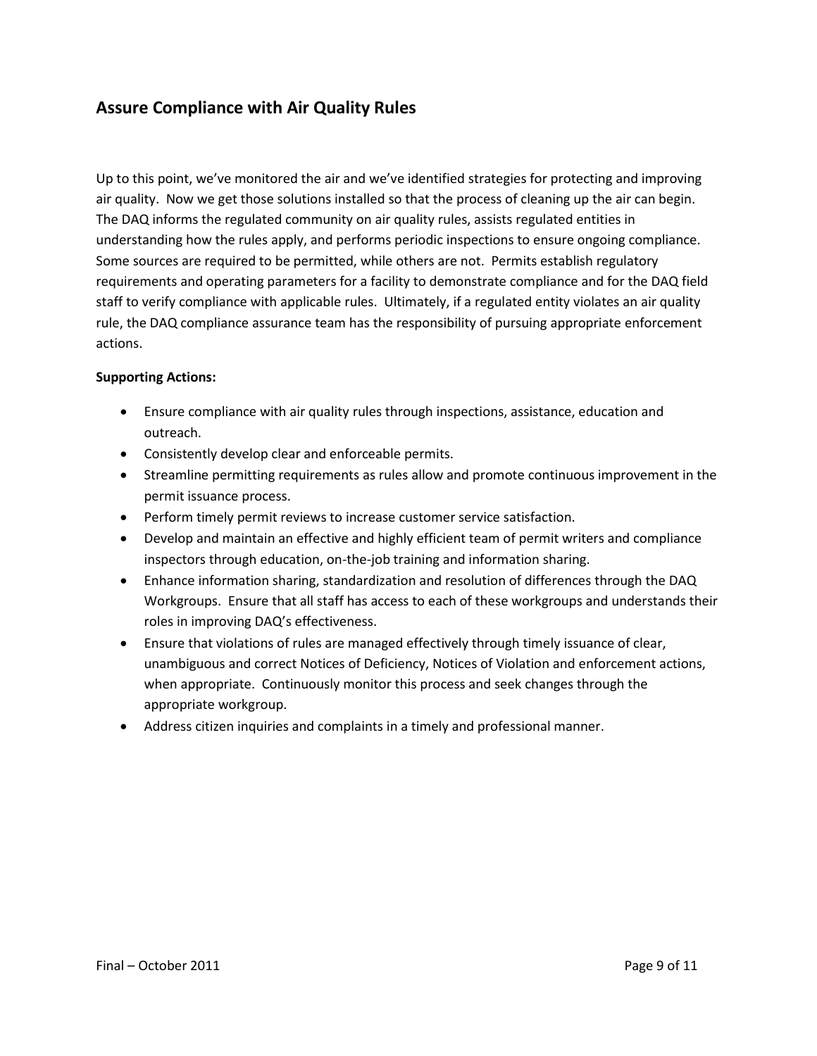## Assure Compliance with Air Quality Rules

Up to this point, we've monitored the air and we've identified strategies for protecting and improving air quality. Now we get those solutions installed so that the process of cleaning up the air can begin. The DAQ informs the regulated community on air quality rules, assists regulated entities in understanding how the rules apply, and performs periodic inspections to ensure ongoing compliance. Some sources are required to be permitted, while others are not. Permits establish regulatory requirements and operating parameters for a facility to demonstrate compliance and for the DAQ field staff to verify compliance with applicable rules. Ultimately, if a regulated entity violates an air quality rule, the DAQ compliance assurance team has the responsibility of pursuing appropriate enforcement actions.

**Supporting Actions:**

- Ensure compliance with air quality rules through inspections, assistance, education and outreach.
- Consistently develop clear and enforceable permits.
- Streamline permitting requirements as rules allow and promote continuous improvement in the permit issuance process.
- Perform timely permit reviews to increase customer service satisfaction.
- Develop and maintain an effective and highly efficient team of permit writers and compliance inspectors through education, on-the-job training and information sharing.
- Enhance information sharing, standardization and resolution of differences through the DAQ Workgroups. Ensure that all staff has access to each of these workgroups and understands their roles in improving DAQ's effectiveness.
- Ensure that violations of rules are managed effectively through timely issuance of clear, unambiguous and correct Notices of Deficiency, Notices of Violation and enforcement actions, when appropriate. Continuously monitor this process and seek changes through the appropriate workgroup.
- Address citizen inquiries and complaints in a timely and professional manner.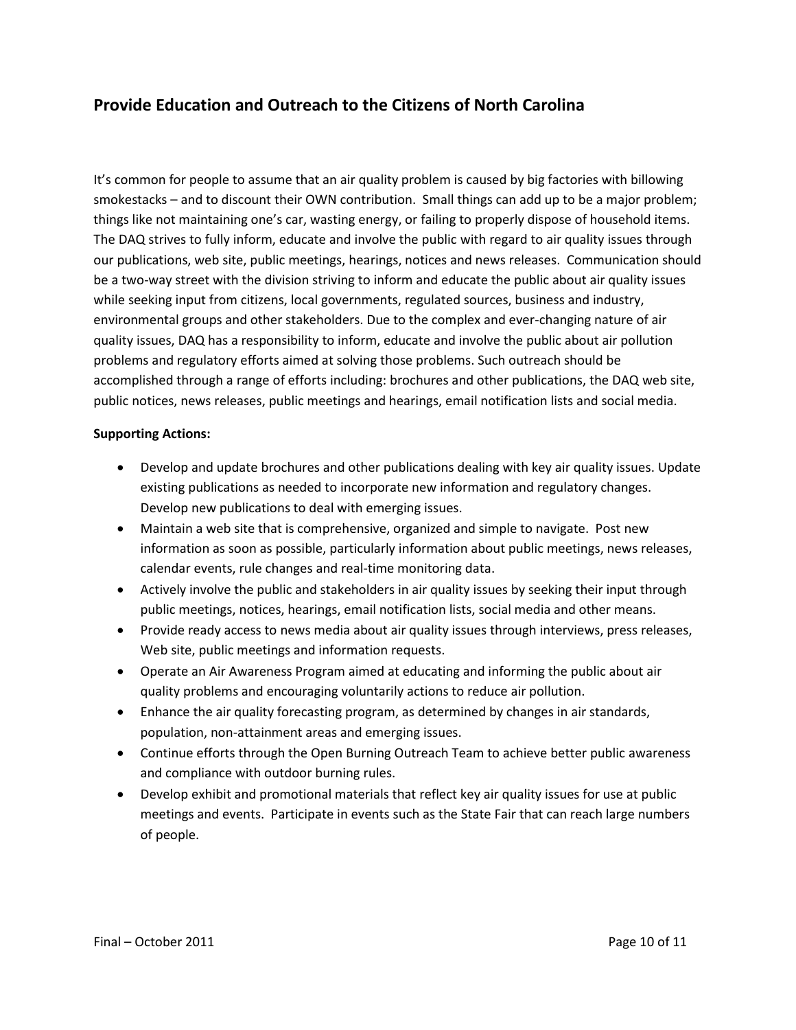## Provide Education and Outreach to the Citizens of North Carolina

It's common for people to assume that an air quality problem is caused by big factories with billowing smokestacks – and to discount their OWN contribution. Small things can add up to be a major problem; things like not maintaining one's car, wasting energy, or failing to properly dispose of household items. The DAQ strives to fully inform, educate and involve the public with regard to air quality issues through our publications, web site, public meetings, hearings, notices and news releases. Communication should be a two-way street with the division striving to inform and educate the public about air quality issues while seeking input from citizens, local governments, regulated sources, business and industry, environmental groups and other stakeholders. Due to the complex and ever-changing nature of air quality issues, DAQ has a responsibility to inform, educate and involve the public about air pollution problems and regulatory efforts aimed at solving those problems. Such outreach should be accomplished through a range of efforts including: brochures and other publications, the DAQ web site, public notices, news releases, public meetings and hearings, email notification lists and social media.

**Supporting Actions:**

- Develop and update brochures and other publications dealing with key air quality issues. Update existing publications as needed to incorporate new information and regulatory changes. Develop new publications to deal with emerging issues.
- Maintain a web site that is comprehensive, organized and simple to navigate. Post new information as soon as possible, particularly information about public meetings, news releases, calendar events, rule changes and real-time monitoring data.
- Actively involve the public and stakeholders in air quality issues by seeking their input through public meetings, notices, hearings, email notification lists, social media and other means.
- Provide ready access to news media about air quality issues through interviews, press releases, Web site, public meetings and information requests.
- Operate an Air Awareness Program aimed at educating and informing the public about air quality problems and encouraging voluntarily actions to reduce air pollution.
- Enhance the air quality forecasting program, as determined by changes in air standards, population, non-attainment areas and emerging issues.
- Continue efforts through the Open Burning Outreach Team to achieve better public awareness and compliance with outdoor burning rules.
- Develop exhibit and promotional materials that reflect key air quality issues for use at public meetings and events. Participate in events such as the State Fair that can reach large numbers of people.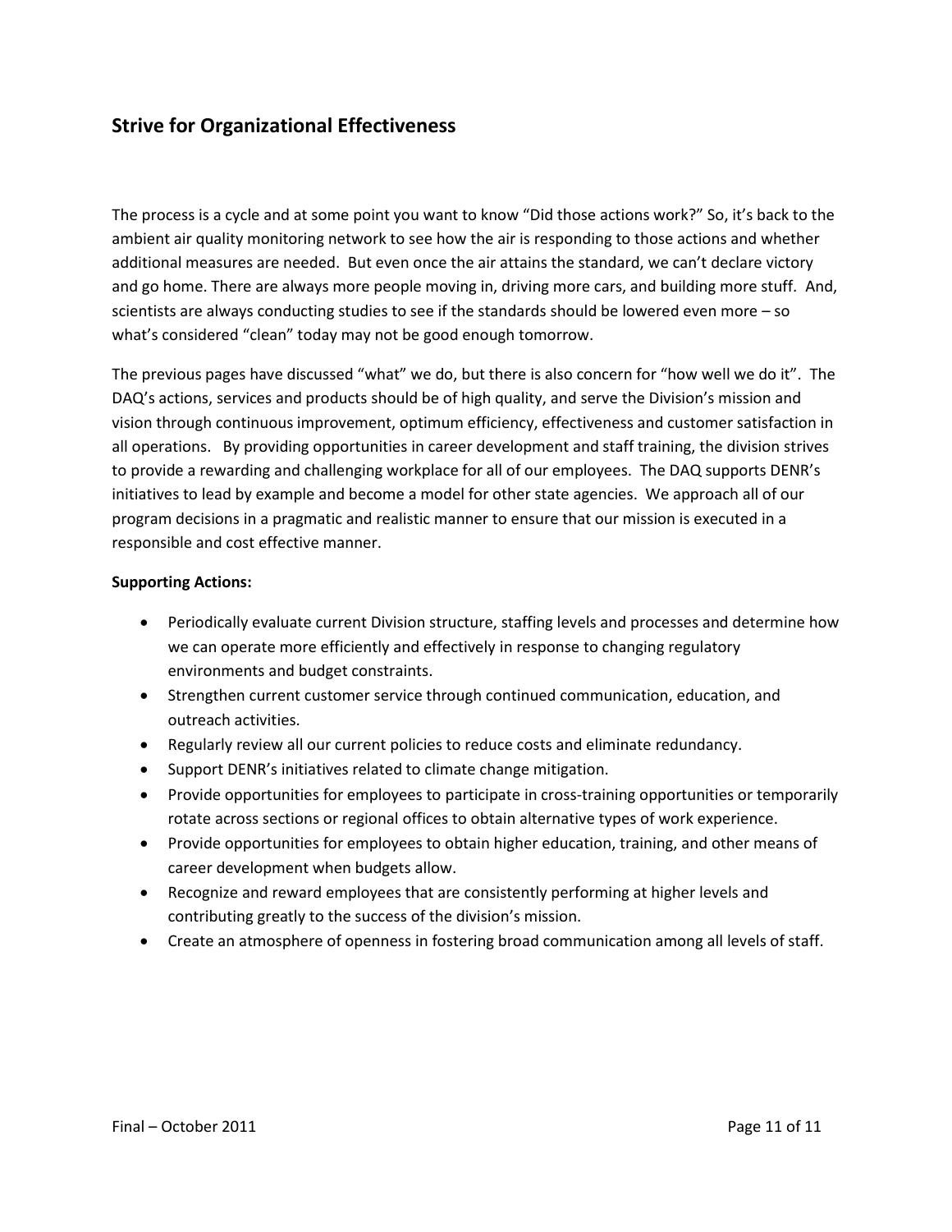## Strive for Organizational Effectiveness

The process is a cycle and at some point you want to know "Did those actions work?" So, it's back to the ambient air quality monitoring network to see how the air is responding to those actions and whether additional measures are needed. But even once the air attains the standard, we can't declare victory and go home. There are always more people moving in, driving more cars, and building more stuff. And, scientists are always conducting studies to see if the standards should be lowered even more – so what's considered "clean" today may not be good enough tomorrow.

The previous pages have discussed "what" we do, but there is also concern for "how well we do it". The DAQ's actions, services and products should be of high quality, and serve the Division's mission and vision through continuous improvement, optimum efficiency, effectiveness and customer satisfaction in all operations. By providing opportunities in career development and staff training, the division strives to provide a rewarding and challenging workplace for all of our employees. The DAQ supports DENR's initiatives to lead by example and become a model for other state agencies. We approach all of our program decisions in a pragmatic and realistic manner to ensure that our mission is executed in a responsible and cost effective manner.

**Supporting Actions:**

- Periodically evaluate current Division structure, staffing levels and processes and determine how we can operate more efficiently and effectively in response to changing regulatory environments and budget constraints.
- Strengthen current customer service through continued communication, education, and outreach activities.
- Regularly review all our current policies to reduce costs and eliminate redundancy.
- Support DENR's initiatives related to climate change mitigation.
- Provide opportunities for employees to participate in cross-training opportunities or temporarily rotate across sections or regional offices to obtain alternative types of work experience.
- Provide opportunities for employees to obtain higher education, training, and other means of career development when budgets allow.
- Recognize and reward employees that are consistently performing at higher levels and contributing greatly to the success of the division's mission.
- Create an atmosphere of openness in fostering broad communication among all levels of staff.